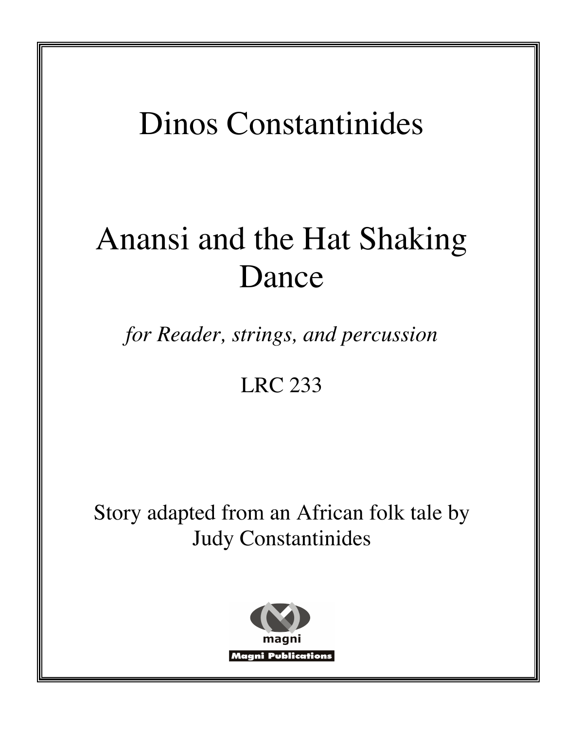# Dinos Constantinides

# Anansi and the Hat Shaking Dance

*for Reader, strings, and percussion*

LRC 233

Story adapted from an African folk tale by Judy Constantinides

magni

Magni Publications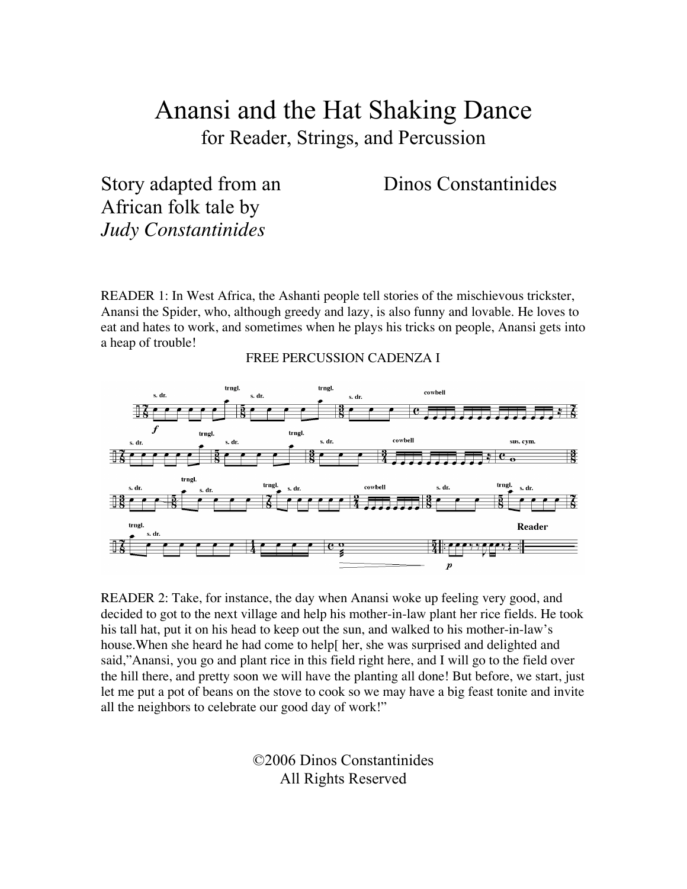# Anansi and the Hat Shaking Dance

for Reader, Strings, and Percussion

Story adapted from an African folk tale by *Judy Constantinides*

Dinos Constantinides

READER 1: In West Africa, the Ashanti people tell stories of the mischievous trickster, Anansi the Spider, who, although greedy and lazy, is also funny and lovable. He loves to eat and hates to work, and sometimes when he plays his tricks on people, Anansi gets into a heap of trouble!

FREE PERCUSSION CADENZA I

READER 2: Take, for instance, the day when Anansi woke up feeling very good, and decided to got to the next village and help his mother-in-law plant her rice fields. He took his tall hat, put it on his head to keep out the sun, and walked to his mother-in-law's house.When she heard he had come to help[ her, she was surprised and delighted and said,"Anansi, you go and plant rice in this field right here, and I will go to the field over the hill there, and pretty soon we will have the planting all done! But before, we start, just let me put a pot of beans on the stove to cook so we may have a big feast tonite and invite all the neighbors to celebrate our good day of work!"

©2006 Dinos Constantinides
All Rights Reserved